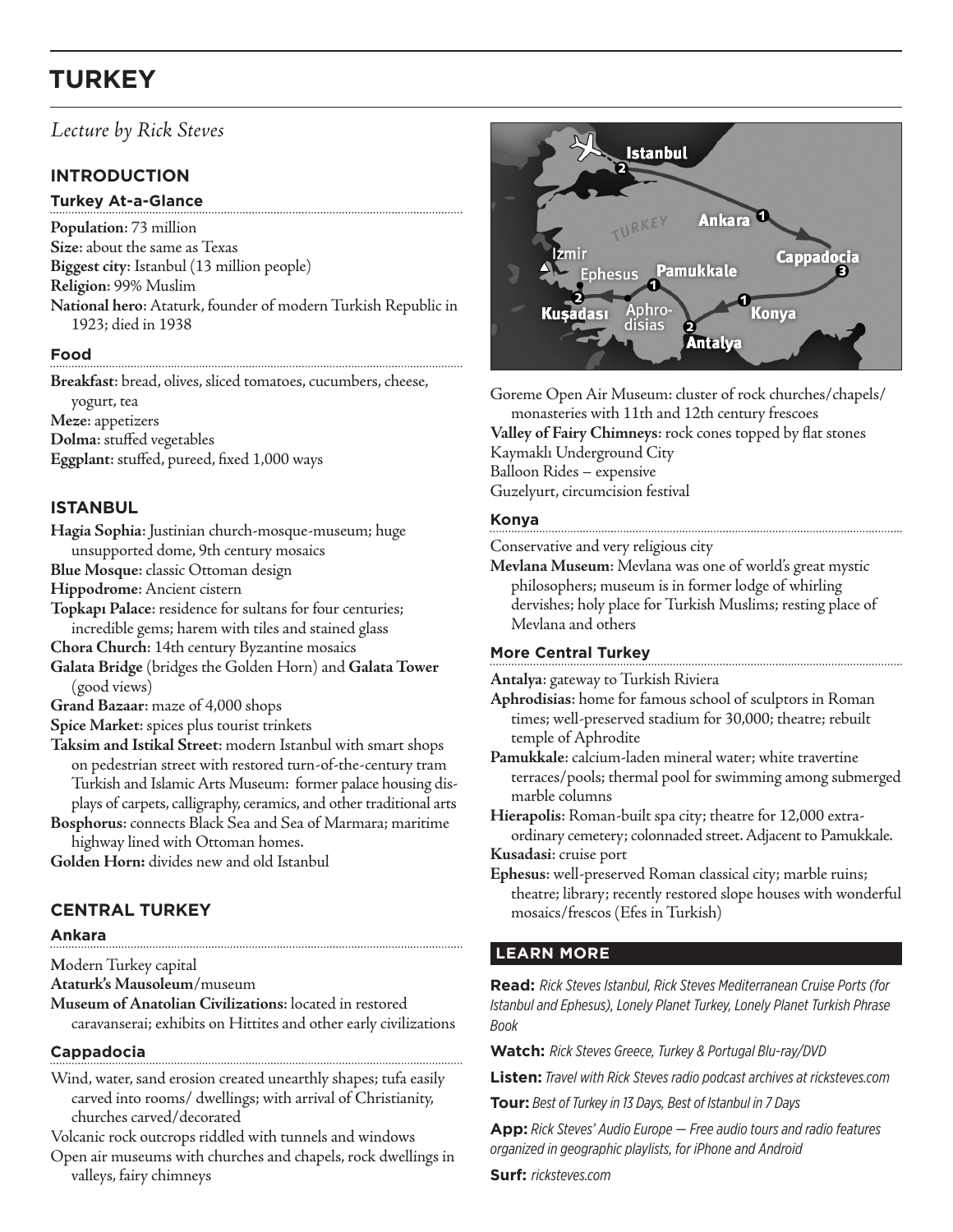# TURKEY

*Lecture by Rick Steves*

## INTRODUCTION

### Turkey At-a-Glance

**Population**: 73 million
**Size**: about the same as Texas
**Biggest city**: Istanbul (13 million people)
**Religion**: 99% Muslim
**National hero**: Ataturk, founder of modern Turkish Republic in 1923; died in 1938

### Food

**Breakfast**: bread, olives, sliced tomatoes, cucumbers, cheese, yogurt, tea
**Meze**: appetizers
**Dolma**: stuffed vegetables
**Eggplant**: stuffed, pureed, fixed 1,000 ways

## ISTANBUL

**Hagia Sophia**: Justinian church-mosque-museum; huge unsupported dome, 9th century mosaics
**Blue Mosque**: classic Ottoman design
**Hippodrome**: Ancient cistern
**Topkapı Palace**: residence for sultans for four centuries; incredible gems; harem with tiles and stained glass
**Chora Church**: 14th century Byzantine mosaics
**Galata Bridge** (bridges the Golden Horn) and **Galata Tower** (good views)
**Grand Bazaar**: maze of 4,000 shops
**Spice Market**: spices plus tourist trinkets
**Taksim and Istikal Street**: modern Istanbul with smart shops on pedestrian street with restored turn-of-the-century tram Turkish and Islamic Arts Museum: former palace housing displays of carpets, calligraphy, ceramics, and other traditional arts
**Bosphorus**: connects Black Sea and Sea of Marmara; maritime highway lined with Ottoman homes.
**Golden Horn:** divides new and old Istanbul

## CENTRAL TURKEY

### Ankara

Modern Turkey capital
**Ataturk's Mausoleum**/museum
**Museum of Anatolian Civilizations**: located in restored caravanserai; exhibits on Hittites and other early civilizations

### Cappadocia

Wind, water, sand erosion created unearthly shapes; tufa easily carved into rooms/ dwellings; with arrival of Christianity, churches carved/decorated
Volcanic rock outcrops riddled with tunnels and windows
Open air museums with churches and chapels, rock dwellings in valleys, fairy chimneys

Goreme Open Air Museum: cluster of rock churches/chapels/ monasteries with 11th and 12th century frescoes
**Valley of Fairy Chimneys**: rock cones topped by flat stones
Kaymaklı Underground City
Balloon Rides – expensive
Guzelyurt, circumcision festival

### Konya

Conservative and very religious city
**Mevlana Museum**: Mevlana was one of world's great mystic philosophers; museum is in former lodge of whirling dervishes; holy place for Turkish Muslims; resting place of Mevlana and others

### More Central Turkey

**Antalya**: gateway to Turkish Riviera
**Aphrodisias**: home for famous school of sculptors in Roman times; well-preserved stadium for 30,000; theatre; rebuilt temple of Aphrodite
**Pamukkale**: calcium-laden mineral water; white travertine terraces/pools; thermal pool for swimming among submerged marble columns
**Hierapolis**: Roman-built spa city; theatre for 12,000 extraordinary cemetery; colonnaded street. Adjacent to Pamukkale.
**Kusadasi**: cruise port
**Ephesus**: well-preserved Roman classical city; marble ruins; theatre; library; recently restored slope houses with wonderful mosaics/frescos (Efes in Turkish)

## LEARN MORE

**Read:** *Rick Steves Istanbul, Rick Steves Mediterranean Cruise Ports (for Istanbul and Ephesus), Lonely Planet Turkey, Lonely Planet Turkish Phrase Book*

**Watch:** *Rick Steves Greece, Turkey & Portugal Blu-ray/DVD*

**Listen:** *Travel with Rick Steves radio podcast archives at ricksteves.com*

**Tour:** *Best of Turkey in 13 Days, Best of Istanbul in 7 Days*

**App:** *Rick Steves' Audio Europe — Free audio tours and radio features organized in geographic playlists, for iPhone and Android*

**Surf:** *ricksteves.com*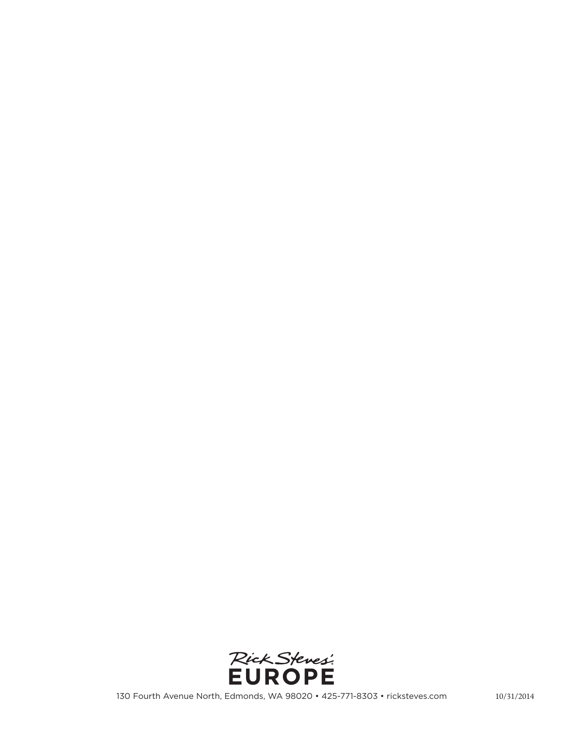Rick Steves'

**EUROPE**

130 Fourth Avenue North, Edmonds, WA 98020 • 425-771-8303 • ricksteves.com

10/31/2014